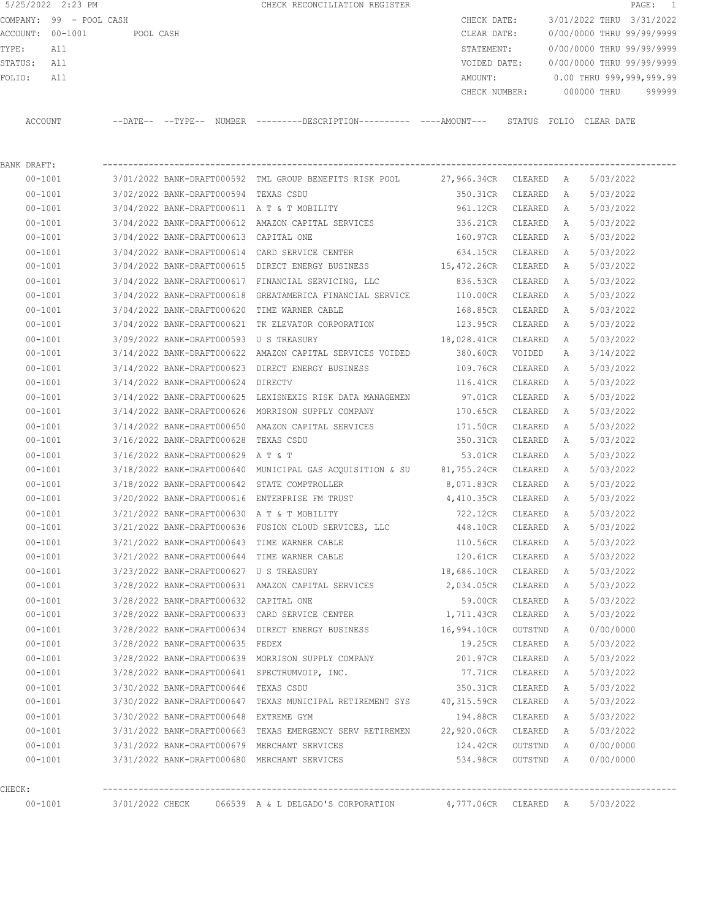5/25/2022 2:23 PM CHECK RECONCILIATION REGISTER

COMPANY: 99 - POOL CASH
ACCOUNT: 00-1001 POOL CASH
TYPE: All
STATUS: All
FOLIO: All

CHECK DATE: 3/01/2022 THRU 3/31/2022
CLEAR DATE: 0/00/0000 THRU 99/99/9999
STATEMENT: 0/00/0000 THRU 99/99/9999
VOIDED DATE: 0/00/0000 THRU 99/99/9999
AMOUNT: 0.00 THRU 999,999,999.99
CHECK NUMBER: 000000 THRU 999999

| ACCOUNT | --DATE-- | --TYPE-- | NUMBER | ---------DESCRIPTION---------- | ----AMOUNT--- | STATUS | FOLIO | CLEAR DATE |
|---|---|---|---|---|---|---|---|---|
| BANK DRAFT: | | | | | | | | |
| 00-1001 | 3/01/2022 | BANK-DRAFT | 000592 | TML GROUP BENEFITS RISK POOL | 27,966.34CR | CLEARED | A | 5/03/2022 |
| 00-1001 | 3/02/2022 | BANK-DRAFT | 000594 | TEXAS CSDU | 350.31CR | CLEARED | A | 5/03/2022 |
| 00-1001 | 3/04/2022 | BANK-DRAFT | 000611 | A T & T MOBILITY | 961.12CR | CLEARED | A | 5/03/2022 |
| 00-1001 | 3/04/2022 | BANK-DRAFT | 000612 | AMAZON CAPITAL SERVICES | 336.21CR | CLEARED | A | 5/03/2022 |
| 00-1001 | 3/04/2022 | BANK-DRAFT | 000613 | CAPITAL ONE | 160.97CR | CLEARED | A | 5/03/2022 |
| 00-1001 | 3/04/2022 | BANK-DRAFT | 000614 | CARD SERVICE CENTER | 634.15CR | CLEARED | A | 5/03/2022 |
| 00-1001 | 3/04/2022 | BANK-DRAFT | 000615 | DIRECT ENERGY BUSINESS | 15,472.26CR | CLEARED | A | 5/03/2022 |
| 00-1001 | 3/04/2022 | BANK-DRAFT | 000617 | FINANCIAL SERVICING, LLC | 836.53CR | CLEARED | A | 5/03/2022 |
| 00-1001 | 3/04/2022 | BANK-DRAFT | 000618 | GREATAMERICA FINANCIAL SERVICE | 110.00CR | CLEARED | A | 5/03/2022 |
| 00-1001 | 3/04/2022 | BANK-DRAFT | 000620 | TIME WARNER CABLE | 168.85CR | CLEARED | A | 5/03/2022 |
| 00-1001 | 3/04/2022 | BANK-DRAFT | 000621 | TK ELEVATOR CORPORATION | 123.95CR | CLEARED | A | 5/03/2022 |
| 00-1001 | 3/09/2022 | BANK-DRAFT | 000593 | U S TREASURY | 18,028.41CR | CLEARED | A | 5/03/2022 |
| 00-1001 | 3/14/2022 | BANK-DRAFT | 000622 | AMAZON CAPITAL SERVICES VOIDED | 380.60CR | VOIDED | A | 3/14/2022 |
| 00-1001 | 3/14/2022 | BANK-DRAFT | 000623 | DIRECT ENERGY BUSINESS | 109.76CR | CLEARED | A | 5/03/2022 |
| 00-1001 | 3/14/2022 | BANK-DRAFT | 000624 | DIRECTV | 116.41CR | CLEARED | A | 5/03/2022 |
| 00-1001 | 3/14/2022 | BANK-DRAFT | 000625 | LEXISNEXIS RISK DATA MANAGEMEN | 97.01CR | CLEARED | A | 5/03/2022 |
| 00-1001 | 3/14/2022 | BANK-DRAFT | 000626 | MORRISON SUPPLY COMPANY | 170.65CR | CLEARED | A | 5/03/2022 |
| 00-1001 | 3/14/2022 | BANK-DRAFT | 000650 | AMAZON CAPITAL SERVICES | 171.50CR | CLEARED | A | 5/03/2022 |
| 00-1001 | 3/16/2022 | BANK-DRAFT | 000628 | TEXAS CSDU | 350.31CR | CLEARED | A | 5/03/2022 |
| 00-1001 | 3/16/2022 | BANK-DRAFT | 000629 | A T & T | 53.01CR | CLEARED | A | 5/03/2022 |
| 00-1001 | 3/18/2022 | BANK-DRAFT | 000640 | MUNICIPAL GAS ACQUISITION & SU | 81,755.24CR | CLEARED | A | 5/03/2022 |
| 00-1001 | 3/18/2022 | BANK-DRAFT | 000642 | STATE COMPTROLLER | 8,071.83CR | CLEARED | A | 5/03/2022 |
| 00-1001 | 3/20/2022 | BANK-DRAFT | 000616 | ENTERPRISE FM TRUST | 4,410.35CR | CLEARED | A | 5/03/2022 |
| 00-1001 | 3/21/2022 | BANK-DRAFT | 000630 | A T & T MOBILITY | 722.12CR | CLEARED | A | 5/03/2022 |
| 00-1001 | 3/21/2022 | BANK-DRAFT | 000636 | FUSION CLOUD SERVICES, LLC | 448.10CR | CLEARED | A | 5/03/2022 |
| 00-1001 | 3/21/2022 | BANK-DRAFT | 000643 | TIME WARNER CABLE | 110.56CR | CLEARED | A | 5/03/2022 |
| 00-1001 | 3/21/2022 | BANK-DRAFT | 000644 | TIME WARNER CABLE | 120.61CR | CLEARED | A | 5/03/2022 |
| 00-1001 | 3/23/2022 | BANK-DRAFT | 000627 | U S TREASURY | 18,686.10CR | CLEARED | A | 5/03/2022 |
| 00-1001 | 3/28/2022 | BANK-DRAFT | 000631 | AMAZON CAPITAL SERVICES | 2,034.05CR | CLEARED | A | 5/03/2022 |
| 00-1001 | 3/28/2022 | BANK-DRAFT | 000632 | CAPITAL ONE | 59.00CR | CLEARED | A | 5/03/2022 |
| 00-1001 | 3/28/2022 | BANK-DRAFT | 000633 | CARD SERVICE CENTER | 1,711.43CR | CLEARED | A | 5/03/2022 |
| 00-1001 | 3/28/2022 | BANK-DRAFT | 000634 | DIRECT ENERGY BUSINESS | 16,994.10CR | OUTSTND | A | 0/00/0000 |
| 00-1001 | 3/28/2022 | BANK-DRAFT | 000635 | FEDEX | 19.25CR | CLEARED | A | 5/03/2022 |
| 00-1001 | 3/28/2022 | BANK-DRAFT | 000639 | MORRISON SUPPLY COMPANY | 201.97CR | CLEARED | A | 5/03/2022 |
| 00-1001 | 3/28/2022 | BANK-DRAFT | 000641 | SPECTRUMVOIP, INC. | 77.71CR | CLEARED | A | 5/03/2022 |
| 00-1001 | 3/30/2022 | BANK-DRAFT | 000646 | TEXAS CSDU | 350.31CR | CLEARED | A | 5/03/2022 |
| 00-1001 | 3/30/2022 | BANK-DRAFT | 000647 | TEXAS MUNICIPAL RETIREMENT SYS | 40,315.59CR | CLEARED | A | 5/03/2022 |
| 00-1001 | 3/30/2022 | BANK-DRAFT | 000648 | EXTREME GYM | 194.88CR | CLEARED | A | 5/03/2022 |
| 00-1001 | 3/31/2022 | BANK-DRAFT | 000663 | TEXAS EMERGENCY SERV RETIREMEN | 22,920.06CR | CLEARED | A | 5/03/2022 |
| 00-1001 | 3/31/2022 | BANK-DRAFT | 000679 | MERCHANT SERVICES | 124.42CR | OUTSTND | A | 0/00/0000 |
| 00-1001 | 3/31/2022 | BANK-DRAFT | 000680 | MERCHANT SERVICES | 534.98CR | OUTSTND | A | 0/00/0000 |
| CHECK: | | | | | | | | |
| 00-1001 | 3/01/2022 | CHECK | 066539 | A & L DELGADO'S CORPORATION | 4,777.06CR | CLEARED | A | 5/03/2022 |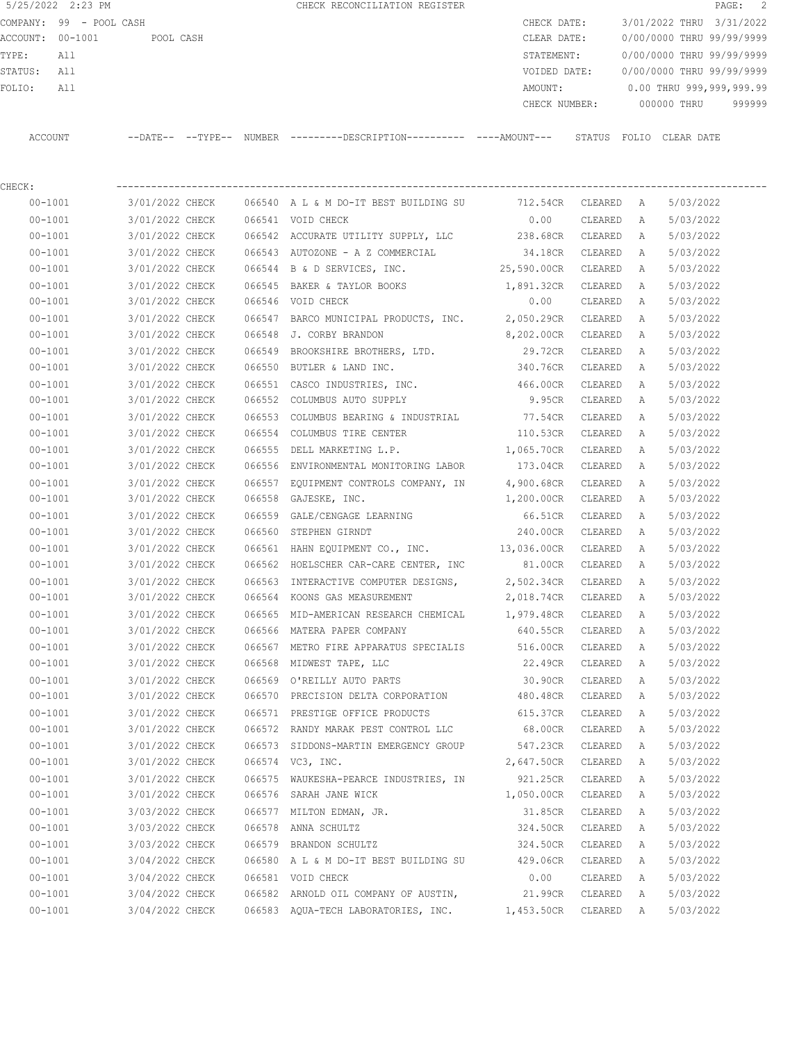5/25/2022 2:23 PM — CHECK RECONCILIATION REGISTER

COMPANY: 99 - POOL CASH
ACCOUNT: 00-1001 POOL CASH
TYPE: All
STATUS: All
FOLIO: All

CHECK DATE: 3/01/2022 THRU 3/31/2022
CLEAR DATE: 0/00/0000 THRU 99/99/9999
STATEMENT: 0/00/0000 THRU 99/99/9999
VOIDED DATE: 0/00/0000 THRU 99/99/9999
AMOUNT: 0.00 THRU 999,999,999.99
CHECK NUMBER: 000000 THRU 999999

CHECK:

| ACCOUNT | --DATE-- | --TYPE-- | NUMBER | ---------DESCRIPTION---------- | ----AMOUNT--- | STATUS | FOLIO | CLEAR DATE |
|---|---|---|---|---|---|---|---|---|
| 00-1001 | 3/01/2022 | CHECK | 066540 | A L & M DO-IT BEST BUILDING SU | 712.54CR | CLEARED | A | 5/03/2022 |
| 00-1001 | 3/01/2022 | CHECK | 066541 | VOID CHECK | 0.00 | CLEARED | A | 5/03/2022 |
| 00-1001 | 3/01/2022 | CHECK | 066542 | ACCURATE UTILITY SUPPLY, LLC | 238.68CR | CLEARED | A | 5/03/2022 |
| 00-1001 | 3/01/2022 | CHECK | 066543 | AUTOZONE - A Z COMMERCIAL | 34.18CR | CLEARED | A | 5/03/2022 |
| 00-1001 | 3/01/2022 | CHECK | 066544 | B & D SERVICES, INC. | 25,590.00CR | CLEARED | A | 5/03/2022 |
| 00-1001 | 3/01/2022 | CHECK | 066545 | BAKER & TAYLOR BOOKS | 1,891.32CR | CLEARED | A | 5/03/2022 |
| 00-1001 | 3/01/2022 | CHECK | 066546 | VOID CHECK | 0.00 | CLEARED | A | 5/03/2022 |
| 00-1001 | 3/01/2022 | CHECK | 066547 | BARCO MUNICIPAL PRODUCTS, INC. | 2,050.29CR | CLEARED | A | 5/03/2022 |
| 00-1001 | 3/01/2022 | CHECK | 066548 | J. CORBY BRANDON | 8,202.00CR | CLEARED | A | 5/03/2022 |
| 00-1001 | 3/01/2022 | CHECK | 066549 | BROOKSHIRE BROTHERS, LTD. | 29.72CR | CLEARED | A | 5/03/2022 |
| 00-1001 | 3/01/2022 | CHECK | 066550 | BUTLER & LAND INC. | 340.76CR | CLEARED | A | 5/03/2022 |
| 00-1001 | 3/01/2022 | CHECK | 066551 | CASCO INDUSTRIES, INC. | 466.00CR | CLEARED | A | 5/03/2022 |
| 00-1001 | 3/01/2022 | CHECK | 066552 | COLUMBUS AUTO SUPPLY | 9.95CR | CLEARED | A | 5/03/2022 |
| 00-1001 | 3/01/2022 | CHECK | 066553 | COLUMBUS BEARING & INDUSTRIAL | 77.54CR | CLEARED | A | 5/03/2022 |
| 00-1001 | 3/01/2022 | CHECK | 066554 | COLUMBUS TIRE CENTER | 110.53CR | CLEARED | A | 5/03/2022 |
| 00-1001 | 3/01/2022 | CHECK | 066555 | DELL MARKETING L.P. | 1,065.70CR | CLEARED | A | 5/03/2022 |
| 00-1001 | 3/01/2022 | CHECK | 066556 | ENVIRONMENTAL MONITORING LABOR | 173.04CR | CLEARED | A | 5/03/2022 |
| 00-1001 | 3/01/2022 | CHECK | 066557 | EQUIPMENT CONTROLS COMPANY, IN | 4,900.68CR | CLEARED | A | 5/03/2022 |
| 00-1001 | 3/01/2022 | CHECK | 066558 | GAJESKE, INC. | 1,200.00CR | CLEARED | A | 5/03/2022 |
| 00-1001 | 3/01/2022 | CHECK | 066559 | GALE/CENGAGE LEARNING | 66.51CR | CLEARED | A | 5/03/2022 |
| 00-1001 | 3/01/2022 | CHECK | 066560 | STEPHEN GIRNDT | 240.00CR | CLEARED | A | 5/03/2022 |
| 00-1001 | 3/01/2022 | CHECK | 066561 | HAHN EQUIPMENT CO., INC. | 13,036.00CR | CLEARED | A | 5/03/2022 |
| 00-1001 | 3/01/2022 | CHECK | 066562 | HOELSCHER CAR-CARE CENTER, INC | 81.00CR | CLEARED | A | 5/03/2022 |
| 00-1001 | 3/01/2022 | CHECK | 066563 | INTERACTIVE COMPUTER DESIGNS, | 2,502.34CR | CLEARED | A | 5/03/2022 |
| 00-1001 | 3/01/2022 | CHECK | 066564 | KOONS GAS MEASUREMENT | 2,018.74CR | CLEARED | A | 5/03/2022 |
| 00-1001 | 3/01/2022 | CHECK | 066565 | MID-AMERICAN RESEARCH CHEMICAL | 1,979.48CR | CLEARED | A | 5/03/2022 |
| 00-1001 | 3/01/2022 | CHECK | 066566 | MATERA PAPER COMPANY | 640.55CR | CLEARED | A | 5/03/2022 |
| 00-1001 | 3/01/2022 | CHECK | 066567 | METRO FIRE APPARATUS SPECIALIS | 516.00CR | CLEARED | A | 5/03/2022 |
| 00-1001 | 3/01/2022 | CHECK | 066568 | MIDWEST TAPE, LLC | 22.49CR | CLEARED | A | 5/03/2022 |
| 00-1001 | 3/01/2022 | CHECK | 066569 | O'REILLY AUTO PARTS | 30.90CR | CLEARED | A | 5/03/2022 |
| 00-1001 | 3/01/2022 | CHECK | 066570 | PRECISION DELTA CORPORATION | 480.48CR | CLEARED | A | 5/03/2022 |
| 00-1001 | 3/01/2022 | CHECK | 066571 | PRESTIGE OFFICE PRODUCTS | 615.37CR | CLEARED | A | 5/03/2022 |
| 00-1001 | 3/01/2022 | CHECK | 066572 | RANDY MARAK PEST CONTROL LLC | 68.00CR | CLEARED | A | 5/03/2022 |
| 00-1001 | 3/01/2022 | CHECK | 066573 | SIDDONS-MARTIN EMERGENCY GROUP | 547.23CR | CLEARED | A | 5/03/2022 |
| 00-1001 | 3/01/2022 | CHECK | 066574 | VC3, INC. | 2,647.50CR | CLEARED | A | 5/03/2022 |
| 00-1001 | 3/01/2022 | CHECK | 066575 | WAUKESHA-PEARCE INDUSTRIES, IN | 921.25CR | CLEARED | A | 5/03/2022 |
| 00-1001 | 3/01/2022 | CHECK | 066576 | SARAH JANE WICK | 1,050.00CR | CLEARED | A | 5/03/2022 |
| 00-1001 | 3/03/2022 | CHECK | 066577 | MILTON EDMAN, JR. | 31.85CR | CLEARED | A | 5/03/2022 |
| 00-1001 | 3/03/2022 | CHECK | 066578 | ANNA SCHULTZ | 324.50CR | CLEARED | A | 5/03/2022 |
| 00-1001 | 3/03/2022 | CHECK | 066579 | BRANDON SCHULTZ | 324.50CR | CLEARED | A | 5/03/2022 |
| 00-1001 | 3/04/2022 | CHECK | 066580 | A L & M DO-IT BEST BUILDING SU | 429.06CR | CLEARED | A | 5/03/2022 |
| 00-1001 | 3/04/2022 | CHECK | 066581 | VOID CHECK | 0.00 | CLEARED | A | 5/03/2022 |
| 00-1001 | 3/04/2022 | CHECK | 066582 | ARNOLD OIL COMPANY OF AUSTIN, | 21.99CR | CLEARED | A | 5/03/2022 |
| 00-1001 | 3/04/2022 | CHECK | 066583 | AQUA-TECH LABORATORIES, INC. | 1,453.50CR | CLEARED | A | 5/03/2022 |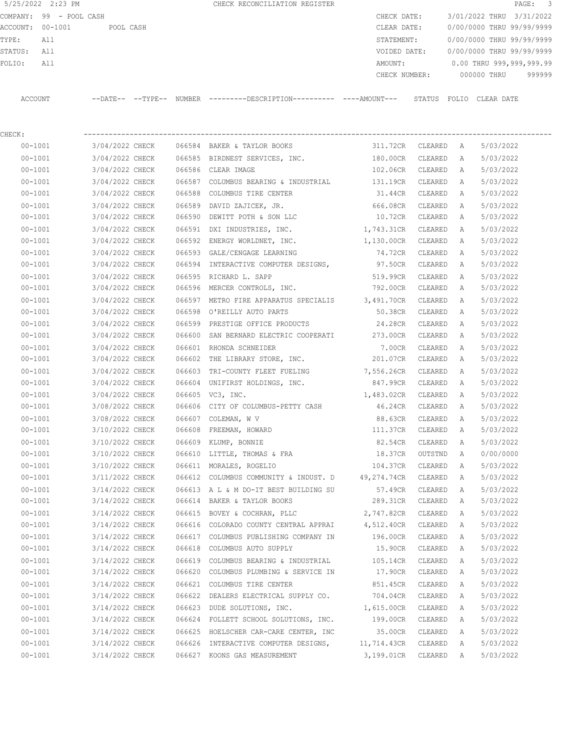5/25/2022 2:23 PM CHECK RECONCILIATION REGISTER

COMPANY: 99 - POOL CASH
ACCOUNT: 00-1001 POOL CASH
TYPE: All
STATUS: All
FOLIO: All

CHECK DATE: 3/01/2022 THRU 3/31/2022
CLEAR DATE: 0/00/0000 THRU 99/99/9999
STATEMENT: 0/00/0000 THRU 99/99/9999
VOIDED DATE: 0/00/0000 THRU 99/99/9999
AMOUNT: 0.00 THRU 999,999,999.99
CHECK NUMBER: 000000 THRU 999999

CHECK:

| ACCOUNT | --DATE-- | --TYPE-- | NUMBER | ---------DESCRIPTION---------- | ----AMOUNT--- | STATUS | FOLIO | CLEAR DATE |
|---|---|---|---|---|---|---|---|---|
| 00-1001 | 3/04/2022 | CHECK | 066584 | BAKER & TAYLOR BOOKS | 311.72CR | CLEARED | A | 5/03/2022 |
| 00-1001 | 3/04/2022 | CHECK | 066585 | BIRDNEST SERVICES, INC. | 180.00CR | CLEARED | A | 5/03/2022 |
| 00-1001 | 3/04/2022 | CHECK | 066586 | CLEAR IMAGE | 102.06CR | CLEARED | A | 5/03/2022 |
| 00-1001 | 3/04/2022 | CHECK | 066587 | COLUMBUS BEARING & INDUSTRIAL | 131.19CR | CLEARED | A | 5/03/2022 |
| 00-1001 | 3/04/2022 | CHECK | 066588 | COLUMBUS TIRE CENTER | 31.44CR | CLEARED | A | 5/03/2022 |
| 00-1001 | 3/04/2022 | CHECK | 066589 | DAVID ZAJICEK, JR. | 666.08CR | CLEARED | A | 5/03/2022 |
| 00-1001 | 3/04/2022 | CHECK | 066590 | DEWITT POTH & SON LLC | 10.72CR | CLEARED | A | 5/03/2022 |
| 00-1001 | 3/04/2022 | CHECK | 066591 | DXI INDUSTRIES, INC. | 1,743.31CR | CLEARED | A | 5/03/2022 |
| 00-1001 | 3/04/2022 | CHECK | 066592 | ENERGY WORLDNET, INC. | 1,130.00CR | CLEARED | A | 5/03/2022 |
| 00-1001 | 3/04/2022 | CHECK | 066593 | GALE/CENGAGE LEARNING | 74.72CR | CLEARED | A | 5/03/2022 |
| 00-1001 | 3/04/2022 | CHECK | 066594 | INTERACTIVE COMPUTER DESIGNS, | 97.50CR | CLEARED | A | 5/03/2022 |
| 00-1001 | 3/04/2022 | CHECK | 066595 | RICHARD L. SAPP | 519.99CR | CLEARED | A | 5/03/2022 |
| 00-1001 | 3/04/2022 | CHECK | 066596 | MERCER CONTROLS, INC. | 792.00CR | CLEARED | A | 5/03/2022 |
| 00-1001 | 3/04/2022 | CHECK | 066597 | METRO FIRE APPARATUS SPECIALIS | 3,491.70CR | CLEARED | A | 5/03/2022 |
| 00-1001 | 3/04/2022 | CHECK | 066598 | O'REILLY AUTO PARTS | 50.38CR | CLEARED | A | 5/03/2022 |
| 00-1001 | 3/04/2022 | CHECK | 066599 | PRESTIGE OFFICE PRODUCTS | 24.28CR | CLEARED | A | 5/03/2022 |
| 00-1001 | 3/04/2022 | CHECK | 066600 | SAN BERNARD ELECTRIC COOPERATI | 273.00CR | CLEARED | A | 5/03/2022 |
| 00-1001 | 3/04/2022 | CHECK | 066601 | RHONDA SCHNEIDER | 7.00CR | CLEARED | A | 5/03/2022 |
| 00-1001 | 3/04/2022 | CHECK | 066602 | THE LIBRARY STORE, INC. | 201.07CR | CLEARED | A | 5/03/2022 |
| 00-1001 | 3/04/2022 | CHECK | 066603 | TRI-COUNTY FLEET FUELING | 7,556.26CR | CLEARED | A | 5/03/2022 |
| 00-1001 | 3/04/2022 | CHECK | 066604 | UNIFIRST HOLDINGS, INC. | 847.99CR | CLEARED | A | 5/03/2022 |
| 00-1001 | 3/04/2022 | CHECK | 066605 | VC3, INC. | 1,483.02CR | CLEARED | A | 5/03/2022 |
| 00-1001 | 3/08/2022 | CHECK | 066606 | CITY OF COLUMBUS-PETTY CASH | 46.24CR | CLEARED | A | 5/03/2022 |
| 00-1001 | 3/08/2022 | CHECK | 066607 | COLEMAN, W V | 88.63CR | CLEARED | A | 5/03/2022 |
| 00-1001 | 3/10/2022 | CHECK | 066608 | FREEMAN, HOWARD | 111.37CR | CLEARED | A | 5/03/2022 |
| 00-1001 | 3/10/2022 | CHECK | 066609 | KLUMP, BONNIE | 82.54CR | CLEARED | A | 5/03/2022 |
| 00-1001 | 3/10/2022 | CHECK | 066610 | LITTLE, THOMAS & FRA | 18.37CR | OUTSTND | A | 0/00/0000 |
| 00-1001 | 3/10/2022 | CHECK | 066611 | MORALES, ROGELIO | 104.37CR | CLEARED | A | 5/03/2022 |
| 00-1001 | 3/11/2022 | CHECK | 066612 | COLUMBUS COMMUNITY & INDUST. D | 49,274.74CR | CLEARED | A | 5/03/2022 |
| 00-1001 | 3/14/2022 | CHECK | 066613 | A L & M DO-IT BEST BUILDING SU | 57.49CR | CLEARED | A | 5/03/2022 |
| 00-1001 | 3/14/2022 | CHECK | 066614 | BAKER & TAYLOR BOOKS | 289.31CR | CLEARED | A | 5/03/2022 |
| 00-1001 | 3/14/2022 | CHECK | 066615 | BOVEY & COCHRAN, PLLC | 2,747.82CR | CLEARED | A | 5/03/2022 |
| 00-1001 | 3/14/2022 | CHECK | 066616 | COLORADO COUNTY CENTRAL APPRAI | 4,512.40CR | CLEARED | A | 5/03/2022 |
| 00-1001 | 3/14/2022 | CHECK | 066617 | COLUMBUS PUBLISHING COMPANY IN | 196.00CR | CLEARED | A | 5/03/2022 |
| 00-1001 | 3/14/2022 | CHECK | 066618 | COLUMBUS AUTO SUPPLY | 15.90CR | CLEARED | A | 5/03/2022 |
| 00-1001 | 3/14/2022 | CHECK | 066619 | COLUMBUS BEARING & INDUSTRIAL | 105.14CR | CLEARED | A | 5/03/2022 |
| 00-1001 | 3/14/2022 | CHECK | 066620 | COLUMBUS PLUMBING & SERVICE IN | 17.90CR | CLEARED | A | 5/03/2022 |
| 00-1001 | 3/14/2022 | CHECK | 066621 | COLUMBUS TIRE CENTER | 851.45CR | CLEARED | A | 5/03/2022 |
| 00-1001 | 3/14/2022 | CHECK | 066622 | DEALERS ELECTRICAL SUPPLY CO. | 704.04CR | CLEARED | A | 5/03/2022 |
| 00-1001 | 3/14/2022 | CHECK | 066623 | DUDE SOLUTIONS, INC. | 1,615.00CR | CLEARED | A | 5/03/2022 |
| 00-1001 | 3/14/2022 | CHECK | 066624 | FOLLETT SCHOOL SOLUTIONS, INC. | 199.00CR | CLEARED | A | 5/03/2022 |
| 00-1001 | 3/14/2022 | CHECK | 066625 | HOELSCHER CAR-CARE CENTER, INC | 35.00CR | CLEARED | A | 5/03/2022 |
| 00-1001 | 3/14/2022 | CHECK | 066626 | INTERACTIVE COMPUTER DESIGNS, | 11,714.43CR | CLEARED | A | 5/03/2022 |
| 00-1001 | 3/14/2022 | CHECK | 066627 | KOONS GAS MEASUREMENT | 3,199.01CR | CLEARED | A | 5/03/2022 |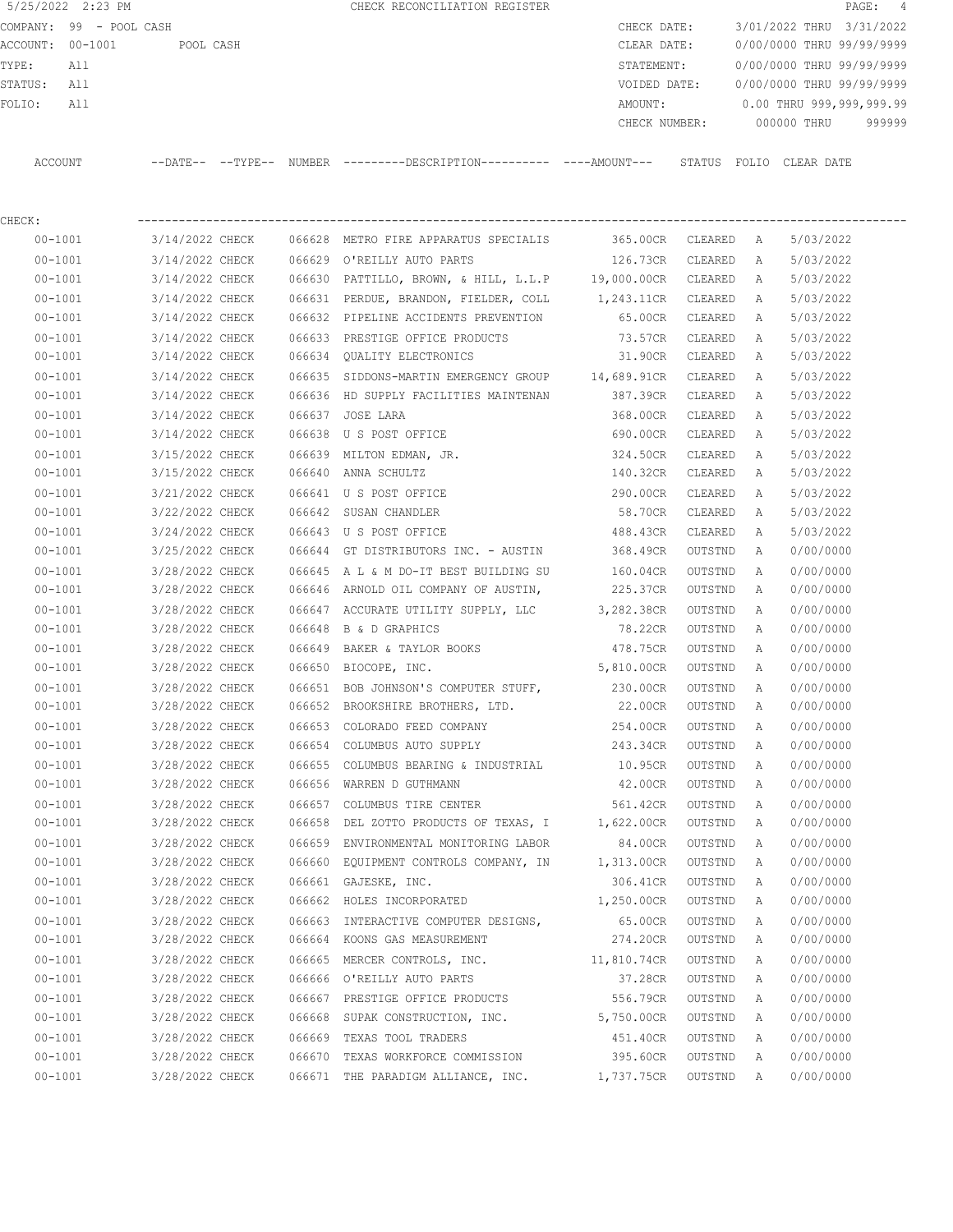CHECK RECONCILIATION REGISTER

COMPANY: 99 - POOL CASH
ACCOUNT: 00-1001 POOL CASH
TYPE: All
STATUS: All
FOLIO: All

CHECK DATE: 3/01/2022 THRU 3/31/2022
CLEAR DATE: 0/00/0000 THRU 99/99/9999
STATEMENT: 0/00/0000 THRU 99/99/9999
VOIDED DATE: 0/00/0000 THRU 99/99/9999
AMOUNT: 0.00 THRU 999,999,999.99
CHECK NUMBER: 000000 THRU 999999

CHECK:

| ACCOUNT | --DATE-- | --TYPE-- | NUMBER | ---------DESCRIPTION---------- | ----AMOUNT--- | STATUS | FOLIO | CLEAR DATE |
|---|---|---|---|---|---|---|---|---|
| 00-1001 | 3/14/2022 | CHECK | 066628 | METRO FIRE APPARATUS SPECIALIS | 365.00CR | CLEARED | A | 5/03/2022 |
| 00-1001 | 3/14/2022 | CHECK | 066629 | O'REILLY AUTO PARTS | 126.73CR | CLEARED | A | 5/03/2022 |
| 00-1001 | 3/14/2022 | CHECK | 066630 | PATTILLO, BROWN, & HILL, L.L.P | 19,000.00CR | CLEARED | A | 5/03/2022 |
| 00-1001 | 3/14/2022 | CHECK | 066631 | PERDUE, BRANDON, FIELDER, COLL | 1,243.11CR | CLEARED | A | 5/03/2022 |
| 00-1001 | 3/14/2022 | CHECK | 066632 | PIPELINE ACCIDENTS PREVENTION | 65.00CR | CLEARED | A | 5/03/2022 |
| 00-1001 | 3/14/2022 | CHECK | 066633 | PRESTIGE OFFICE PRODUCTS | 73.57CR | CLEARED | A | 5/03/2022 |
| 00-1001 | 3/14/2022 | CHECK | 066634 | QUALITY ELECTRONICS | 31.90CR | CLEARED | A | 5/03/2022 |
| 00-1001 | 3/14/2022 | CHECK | 066635 | SIDDONS-MARTIN EMERGENCY GROUP | 14,689.91CR | CLEARED | A | 5/03/2022 |
| 00-1001 | 3/14/2022 | CHECK | 066636 | HD SUPPLY FACILITIES MAINTENAN | 387.39CR | CLEARED | A | 5/03/2022 |
| 00-1001 | 3/14/2022 | CHECK | 066637 | JOSE LARA | 368.00CR | CLEARED | A | 5/03/2022 |
| 00-1001 | 3/14/2022 | CHECK | 066638 | U S POST OFFICE | 690.00CR | CLEARED | A | 5/03/2022 |
| 00-1001 | 3/15/2022 | CHECK | 066639 | MILTON EDMAN, JR. | 324.50CR | CLEARED | A | 5/03/2022 |
| 00-1001 | 3/15/2022 | CHECK | 066640 | ANNA SCHULTZ | 140.32CR | CLEARED | A | 5/03/2022 |
| 00-1001 | 3/21/2022 | CHECK | 066641 | U S POST OFFICE | 290.00CR | CLEARED | A | 5/03/2022 |
| 00-1001 | 3/22/2022 | CHECK | 066642 | SUSAN CHANDLER | 58.70CR | CLEARED | A | 5/03/2022 |
| 00-1001 | 3/24/2022 | CHECK | 066643 | U S POST OFFICE | 488.43CR | CLEARED | A | 5/03/2022 |
| 00-1001 | 3/25/2022 | CHECK | 066644 | GT DISTRIBUTORS INC. - AUSTIN | 368.49CR | OUTSTND | A | 0/00/0000 |
| 00-1001 | 3/28/2022 | CHECK | 066645 | A L & M DO-IT BEST BUILDING SU | 160.04CR | OUTSTND | A | 0/00/0000 |
| 00-1001 | 3/28/2022 | CHECK | 066646 | ARNOLD OIL COMPANY OF AUSTIN, | 225.37CR | OUTSTND | A | 0/00/0000 |
| 00-1001 | 3/28/2022 | CHECK | 066647 | ACCURATE UTILITY SUPPLY, LLC | 3,282.38CR | OUTSTND | A | 0/00/0000 |
| 00-1001 | 3/28/2022 | CHECK | 066648 | B & D GRAPHICS | 78.22CR | OUTSTND | A | 0/00/0000 |
| 00-1001 | 3/28/2022 | CHECK | 066649 | BAKER & TAYLOR BOOKS | 478.75CR | OUTSTND | A | 0/00/0000 |
| 00-1001 | 3/28/2022 | CHECK | 066650 | BIOCOPE, INC. | 5,810.00CR | OUTSTND | A | 0/00/0000 |
| 00-1001 | 3/28/2022 | CHECK | 066651 | BOB JOHNSON'S COMPUTER STUFF, | 230.00CR | OUTSTND | A | 0/00/0000 |
| 00-1001 | 3/28/2022 | CHECK | 066652 | BROOKSHIRE BROTHERS, LTD. | 22.00CR | OUTSTND | A | 0/00/0000 |
| 00-1001 | 3/28/2022 | CHECK | 066653 | COLORADO FEED COMPANY | 254.00CR | OUTSTND | A | 0/00/0000 |
| 00-1001 | 3/28/2022 | CHECK | 066654 | COLUMBUS AUTO SUPPLY | 243.34CR | OUTSTND | A | 0/00/0000 |
| 00-1001 | 3/28/2022 | CHECK | 066655 | COLUMBUS BEARING & INDUSTRIAL | 10.95CR | OUTSTND | A | 0/00/0000 |
| 00-1001 | 3/28/2022 | CHECK | 066656 | WARREN D GUTHMANN | 42.00CR | OUTSTND | A | 0/00/0000 |
| 00-1001 | 3/28/2022 | CHECK | 066657 | COLUMBUS TIRE CENTER | 561.42CR | OUTSTND | A | 0/00/0000 |
| 00-1001 | 3/28/2022 | CHECK | 066658 | DEL ZOTTO PRODUCTS OF TEXAS, I | 1,622.00CR | OUTSTND | A | 0/00/0000 |
| 00-1001 | 3/28/2022 | CHECK | 066659 | ENVIRONMENTAL MONITORING LABOR | 84.00CR | OUTSTND | A | 0/00/0000 |
| 00-1001 | 3/28/2022 | CHECK | 066660 | EQUIPMENT CONTROLS COMPANY, IN | 1,313.00CR | OUTSTND | A | 0/00/0000 |
| 00-1001 | 3/28/2022 | CHECK | 066661 | GAJESKE, INC. | 306.41CR | OUTSTND | A | 0/00/0000 |
| 00-1001 | 3/28/2022 | CHECK | 066662 | HOLES INCORPORATED | 1,250.00CR | OUTSTND | A | 0/00/0000 |
| 00-1001 | 3/28/2022 | CHECK | 066663 | INTERACTIVE COMPUTER DESIGNS, | 65.00CR | OUTSTND | A | 0/00/0000 |
| 00-1001 | 3/28/2022 | CHECK | 066664 | KOONS GAS MEASUREMENT | 274.20CR | OUTSTND | A | 0/00/0000 |
| 00-1001 | 3/28/2022 | CHECK | 066665 | MERCER CONTROLS, INC. | 11,810.74CR | OUTSTND | A | 0/00/0000 |
| 00-1001 | 3/28/2022 | CHECK | 066666 | O'REILLY AUTO PARTS | 37.28CR | OUTSTND | A | 0/00/0000 |
| 00-1001 | 3/28/2022 | CHECK | 066667 | PRESTIGE OFFICE PRODUCTS | 556.79CR | OUTSTND | A | 0/00/0000 |
| 00-1001 | 3/28/2022 | CHECK | 066668 | SUPAK CONSTRUCTION, INC. | 5,750.00CR | OUTSTND | A | 0/00/0000 |
| 00-1001 | 3/28/2022 | CHECK | 066669 | TEXAS TOOL TRADERS | 451.40CR | OUTSTND | A | 0/00/0000 |
| 00-1001 | 3/28/2022 | CHECK | 066670 | TEXAS WORKFORCE COMMISSION | 395.60CR | OUTSTND | A | 0/00/0000 |
| 00-1001 | 3/28/2022 | CHECK | 066671 | THE PARADIGM ALLIANCE, INC. | 1,737.75CR | OUTSTND | A | 0/00/0000 |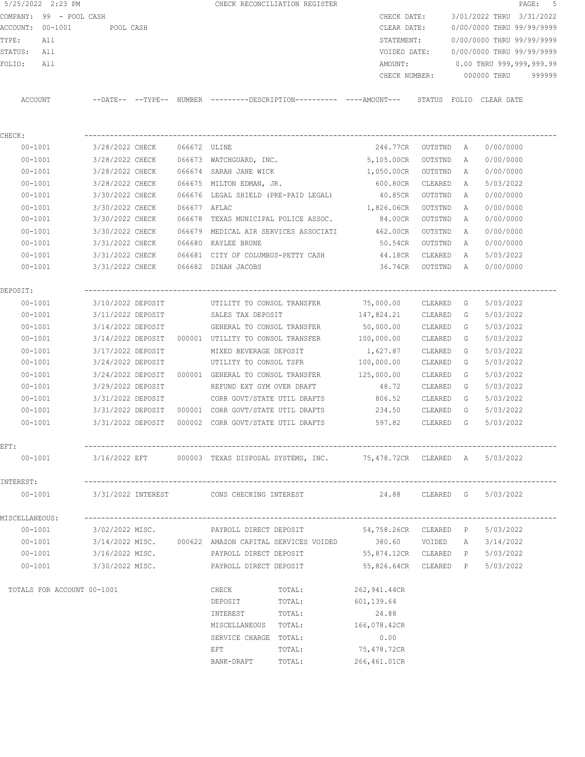5/25/2022 2:23 PM CHECK RECONCILIATION REGISTER

COMPANY: 99 - POOL CASH
ACCOUNT: 00-1001 POOL CASH
TYPE: All
STATUS: All
FOLIO: All

CHECK DATE: 3/01/2022 THRU 3/31/2022
CLEAR DATE: 0/00/0000 THRU 99/99/9999
STATEMENT: 0/00/0000 THRU 99/99/9999
VOIDED DATE: 0/00/0000 THRU 99/99/9999
AMOUNT: 0.00 THRU 999,999,999.99
CHECK NUMBER: 000000 THRU 999999

| ACCOUNT | --DATE-- | --TYPE-- | NUMBER | ---------DESCRIPTION---------- | ----AMOUNT--- | STATUS | FOLIO | CLEAR DATE |
|---|---|---|---|---|---|---|---|---|
| **CHECK:** | | | | | | | | |
| 00-1001 | 3/28/2022 | CHECK | 066672 | ULINE | 246.77CR | OUTSTND | A | 0/00/0000 |
| 00-1001 | 3/28/2022 | CHECK | 066673 | WATCHGUARD, INC. | 5,105.00CR | OUTSTND | A | 0/00/0000 |
| 00-1001 | 3/28/2022 | CHECK | 066674 | SARAH JANE WICK | 1,050.00CR | OUTSTND | A | 0/00/0000 |
| 00-1001 | 3/28/2022 | CHECK | 066675 | MILTON EDMAN, JR. | 600.80CR | CLEARED | A | 5/03/2022 |
| 00-1001 | 3/30/2022 | CHECK | 066676 | LEGAL SHIELD (PRE-PAID LEGAL) | 40.85CR | OUTSTND | A | 0/00/0000 |
| 00-1001 | 3/30/2022 | CHECK | 066677 | AFLAC | 1,826.06CR | OUTSTND | A | 0/00/0000 |
| 00-1001 | 3/30/2022 | CHECK | 066678 | TEXAS MUNICIPAL POLICE ASSOC. | 84.00CR | OUTSTND | A | 0/00/0000 |
| 00-1001 | 3/30/2022 | CHECK | 066679 | MEDICAL AIR SERVICES ASSOCIATI | 462.00CR | OUTSTND | A | 0/00/0000 |
| 00-1001 | 3/31/2022 | CHECK | 066680 | KAYLEE BRUNE | 50.54CR | OUTSTND | A | 0/00/0000 |
| 00-1001 | 3/31/2022 | CHECK | 066681 | CITY OF COLUMBUS-PETTY CASH | 44.18CR | CLEARED | A | 5/03/2022 |
| 00-1001 | 3/31/2022 | CHECK | 066682 | DINAH JACOBS | 36.74CR | OUTSTND | A | 0/00/0000 |
| **DEPOSIT:** | | | | | | | | |
| 00-1001 | 3/10/2022 | DEPOSIT | | UTILITY TO CONSOL TRANSFER | 75,000.00 | CLEARED | G | 5/03/2022 |
| 00-1001 | 3/11/2022 | DEPOSIT | | SALES TAX DEPOSIT | 147,824.21 | CLEARED | G | 5/03/2022 |
| 00-1001 | 3/14/2022 | DEPOSIT | | GENERAL TO CONSOL TRANSFER | 50,000.00 | CLEARED | G | 5/03/2022 |
| 00-1001 | 3/14/2022 | DEPOSIT | 000001 | UTILITY TO CONSOL TRANSFER | 100,000.00 | CLEARED | G | 5/03/2022 |
| 00-1001 | 3/17/2022 | DEPOSIT | | MIXED BEVERAGE DEPOSIT | 1,627.87 | CLEARED | G | 5/03/2022 |
| 00-1001 | 3/24/2022 | DEPOSIT | | UTILITY TO CONSOL TSFR | 100,000.00 | CLEARED | G | 5/03/2022 |
| 00-1001 | 3/24/2022 | DEPOSIT | 000001 | GENERAL TO CONSOL TRANSFER | 125,000.00 | CLEARED | G | 5/03/2022 |
| 00-1001 | 3/29/2022 | DEPOSIT | | REFUND EXT GYM OVER DRAFT | 48.72 | CLEARED | G | 5/03/2022 |
| 00-1001 | 3/31/2022 | DEPOSIT | | CORR GOVT/STATE UTIL DRAFTS | 806.52 | CLEARED | G | 5/03/2022 |
| 00-1001 | 3/31/2022 | DEPOSIT | 000001 | CORR GOVT/STATE UTIL DRAFTS | 234.50 | CLEARED | G | 5/03/2022 |
| 00-1001 | 3/31/2022 | DEPOSIT | 000002 | CORR GOVT/STATE UTIL DRAFTS | 597.82 | CLEARED | G | 5/03/2022 |
| **EFT:** | | | | | | | | |
| 00-1001 | 3/16/2022 | EFT | 000003 | TEXAS DISPOSAL SYSTEMS, INC. | 75,478.72CR | CLEARED | A | 5/03/2022 |
| **INTEREST:** | | | | | | | | |
| 00-1001 | 3/31/2022 | INTEREST | | CONS CHECKING INTEREST | 24.88 | CLEARED | G | 5/03/2022 |
| **MISCELLANEOUS:** | | | | | | | | |
| 00-1001 | 3/02/2022 | MISC. | | PAYROLL DIRECT DEPOSIT | 54,758.26CR | CLEARED | P | 5/03/2022 |
| 00-1001 | 3/14/2022 | MISC. | 000622 | AMAZON CAPITAL SERVICES VOIDED | 380.60 | VOIDED | A | 3/14/2022 |
| 00-1001 | 3/16/2022 | MISC. | | PAYROLL DIRECT DEPOSIT | 55,874.12CR | CLEARED | P | 5/03/2022 |
| 00-1001 | 3/30/2022 | MISC. | | PAYROLL DIRECT DEPOSIT | 55,826.64CR | CLEARED | P | 5/03/2022 |

TOTALS FOR ACCOUNT 00-1001

| | | |
|---|---|---|
| CHECK | TOTAL: | 262,941.44CR |
| DEPOSIT | TOTAL: | 601,139.64 |
| INTEREST | TOTAL: | 24.88 |
| MISCELLANEOUS | TOTAL: | 166,078.42CR |
| SERVICE CHARGE | TOTAL: | 0.00 |
| EFT | TOTAL: | 75,478.72CR |
| BANK-DRAFT | TOTAL: | 266,461.01CR |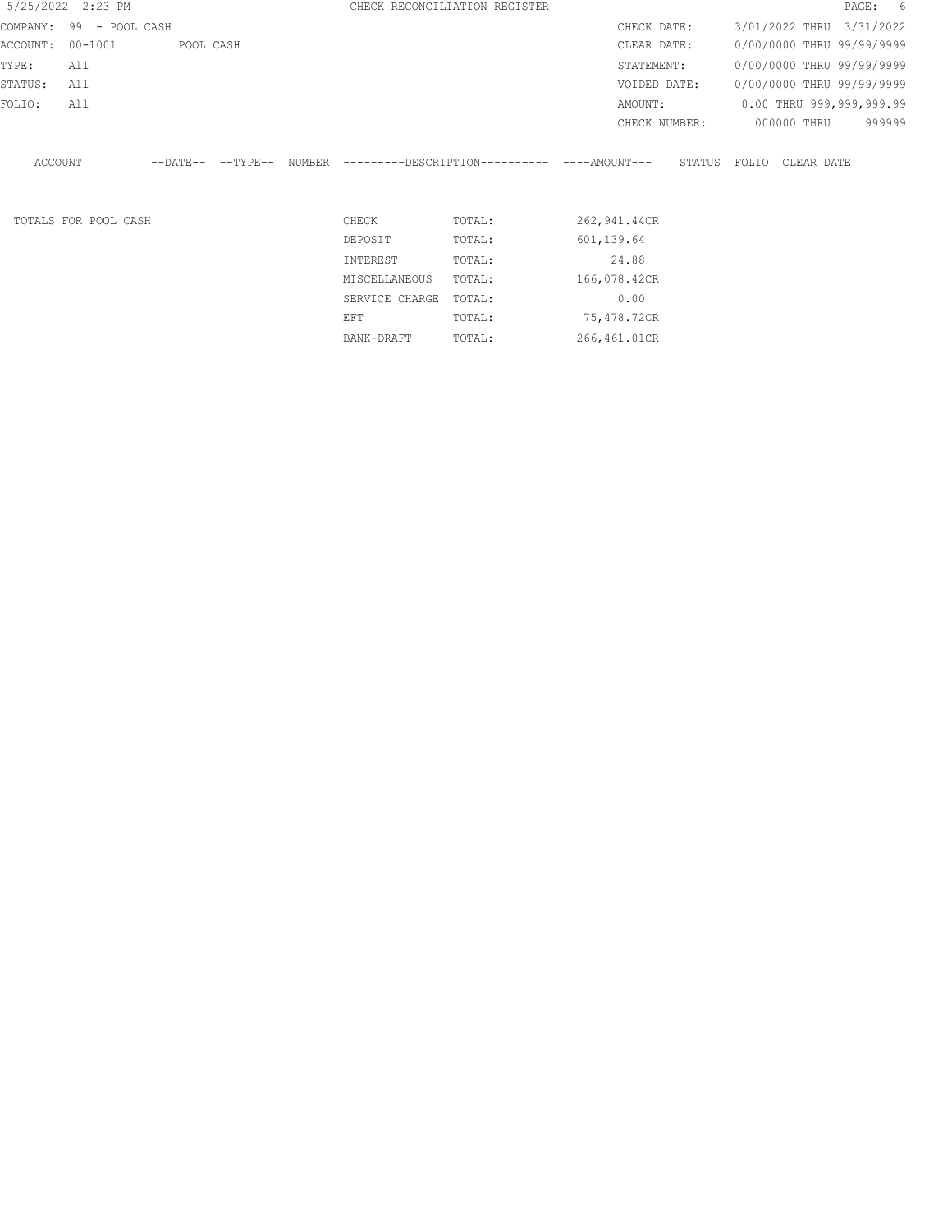CHECK RECONCILIATION REGISTER

| | | | |
|---|---|---|---|
| COMPANY: | 99 - POOL CASH | CHECK DATE: | 3/01/2022 THRU 3/31/2022 |
| ACCOUNT: | 00-1001 POOL CASH | CLEAR DATE: | 0/00/0000 THRU 99/99/9999 |
| TYPE: | All | STATEMENT: | 0/00/0000 THRU 99/99/9999 |
| STATUS: | All | VOIDED DATE: | 0/00/0000 THRU 99/99/9999 |
| FOLIO: | All | AMOUNT: | 0.00 THRU 999,999,999.99 |
| | | CHECK NUMBER: | 000000 THRU 999999 |

| ACCOUNT | --DATE-- | --TYPE-- | NUMBER | ---------DESCRIPTION---------- | ----AMOUNT--- | STATUS | FOLIO | CLEAR DATE |
|---|---|---|---|---|---|---|---|---|

| | | | |
|---|---|---|---|
| TOTALS FOR POOL CASH | CHECK | TOTAL: | 262,941.44CR |
| | DEPOSIT | TOTAL: | 601,139.64 |
| | INTEREST | TOTAL: | 24.88 |
| | MISCELLANEOUS | TOTAL: | 166,078.42CR |
| | SERVICE CHARGE | TOTAL: | 0.00 |
| | EFT | TOTAL: | 75,478.72CR |
| | BANK-DRAFT | TOTAL: | 266,461.01CR |